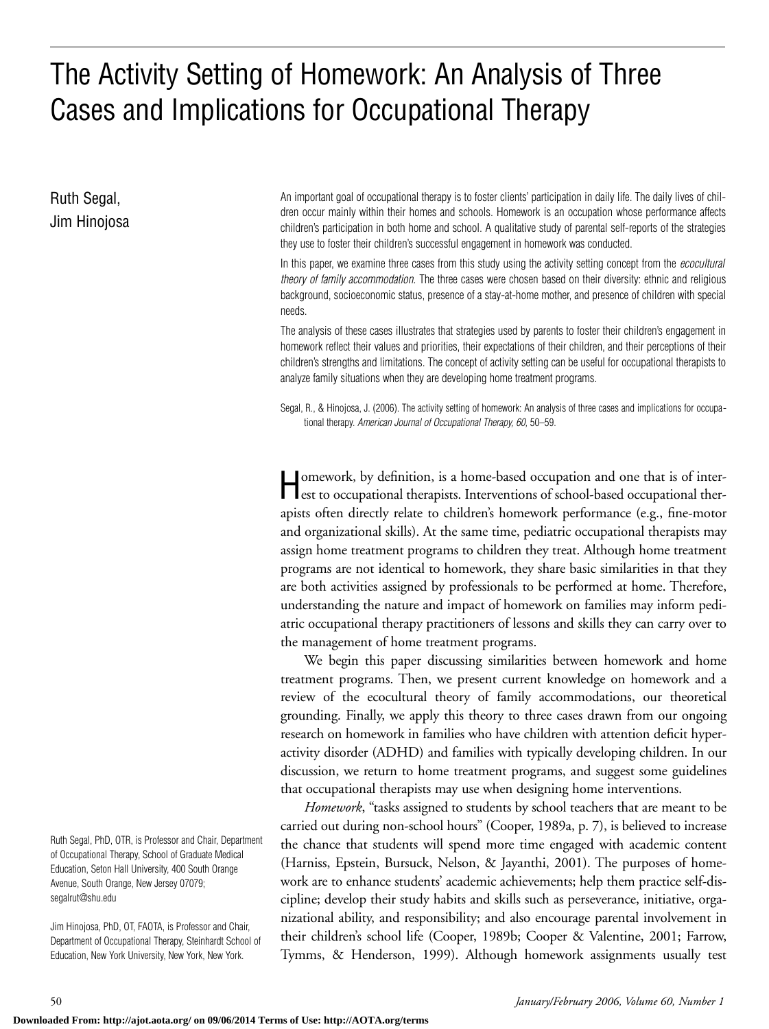# The Activity Setting of Homework: An Analysis of Three Cases and Implications for Occupational Therapy

Ruth Segal,
Jim Hinojosa

An important goal of occupational therapy is to foster clients' participation in daily life. The daily lives of children occur mainly within their homes and schools. Homework is an occupation whose performance affects children's participation in both home and school. A qualitative study of parental self-reports of the strategies they use to foster their children's successful engagement in homework was conducted.

In this paper, we examine three cases from this study using the activity setting concept from the *ecocultural theory of family accommodation.* The three cases were chosen based on their diversity: ethnic and religious background, socioeconomic status, presence of a stay-at-home mother, and presence of children with special needs.

The analysis of these cases illustrates that strategies used by parents to foster their children's engagement in homework reflect their values and priorities, their expectations of their children, and their perceptions of their children's strengths and limitations. The concept of activity setting can be useful for occupational therapists to analyze family situations when they are developing home treatment programs.

Segal, R., & Hinojosa, J. (2006). The activity setting of homework: An analysis of three cases and implications for occupational therapy. *American Journal of Occupational Therapy, 60,* 50–59.

Homework, by definition, is a home-based occupation and one that is of interest to occupational therapists. Interventions of school-based occupational therapists often directly relate to children's homework performance (e.g., fine-motor and organizational skills). At the same time, pediatric occupational therapists may assign home treatment programs to children they treat. Although home treatment programs are not identical to homework, they share basic similarities in that they are both activities assigned by professionals to be performed at home. Therefore, understanding the nature and impact of homework on families may inform pediatric occupational therapy practitioners of lessons and skills they can carry over to the management of home treatment programs.

We begin this paper discussing similarities between homework and home treatment programs. Then, we present current knowledge on homework and a review of the ecocultural theory of family accommodations, our theoretical grounding. Finally, we apply this theory to three cases drawn from our ongoing research on homework in families who have children with attention deficit hyperactivity disorder (ADHD) and families with typically developing children. In our discussion, we return to home treatment programs, and suggest some guidelines that occupational therapists may use when designing home interventions.

*Homework*, "tasks assigned to students by school teachers that are meant to be carried out during non-school hours" (Cooper, 1989a, p. 7), is believed to increase the chance that students will spend more time engaged with academic content (Harniss, Epstein, Bursuck, Nelson, & Jayanthi, 2001). The purposes of homework are to enhance students' academic achievements; help them practice self-discipline; develop their study habits and skills such as perseverance, initiative, organizational ability, and responsibility; and also encourage parental involvement in their children's school life (Cooper, 1989b; Cooper & Valentine, 2001; Farrow, Tymms, & Henderson, 1999). Although homework assignments usually test

Ruth Segal, PhD, OTR, is Professor and Chair, Department of Occupational Therapy, School of Graduate Medical Education, Seton Hall University, 400 South Orange Avenue, South Orange, New Jersey 07079; segalrut@shu.edu

Jim Hinojosa, PhD, OT, FAOTA, is Professor and Chair, Department of Occupational Therapy, Steinhardt School of Education, New York University, New York, New York.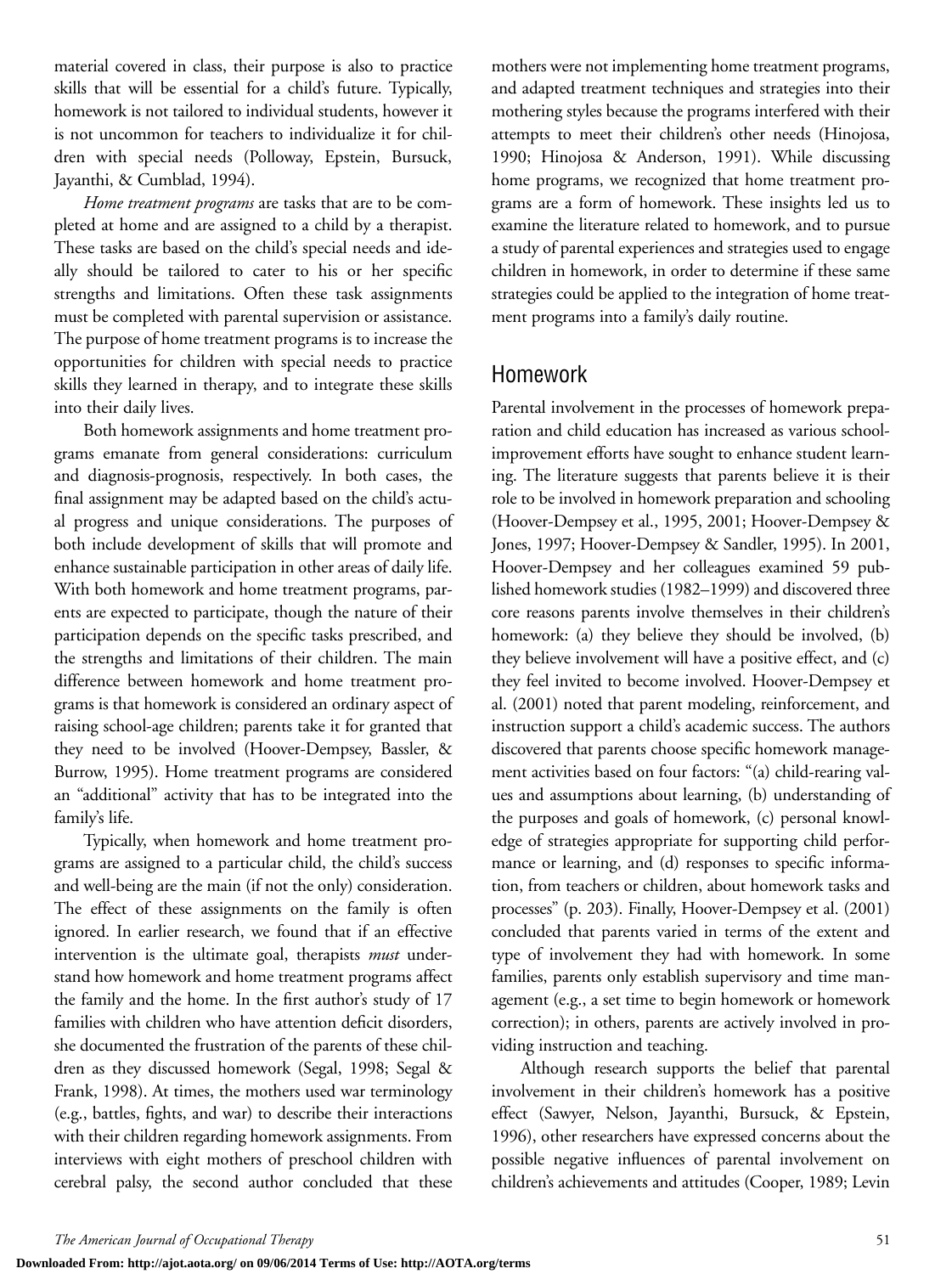material covered in class, their purpose is also to practice skills that will be essential for a child's future. Typically, homework is not tailored to individual students, however it is not uncommon for teachers to individualize it for children with special needs (Polloway, Epstein, Bursuck, Jayanthi, & Cumblad, 1994).

*Home treatment programs* are tasks that are to be completed at home and are assigned to a child by a therapist. These tasks are based on the child's special needs and ideally should be tailored to cater to his or her specific strengths and limitations. Often these task assignments must be completed with parental supervision or assistance. The purpose of home treatment programs is to increase the opportunities for children with special needs to practice skills they learned in therapy, and to integrate these skills into their daily lives.

Both homework assignments and home treatment programs emanate from general considerations: curriculum and diagnosis-prognosis, respectively. In both cases, the final assignment may be adapted based on the child's actual progress and unique considerations. The purposes of both include development of skills that will promote and enhance sustainable participation in other areas of daily life. With both homework and home treatment programs, parents are expected to participate, though the nature of their participation depends on the specific tasks prescribed, and the strengths and limitations of their children. The main difference between homework and home treatment programs is that homework is considered an ordinary aspect of raising school-age children; parents take it for granted that they need to be involved (Hoover-Dempsey, Bassler, & Burrow, 1995). Home treatment programs are considered an "additional" activity that has to be integrated into the family's life.

Typically, when homework and home treatment programs are assigned to a particular child, the child's success and well-being are the main (if not the only) consideration. The effect of these assignments on the family is often ignored. In earlier research, we found that if an effective intervention is the ultimate goal, therapists *must* understand how homework and home treatment programs affect the family and the home. In the first author's study of 17 families with children who have attention deficit disorders, she documented the frustration of the parents of these children as they discussed homework (Segal, 1998; Segal & Frank, 1998). At times, the mothers used war terminology (e.g., battles, fights, and war) to describe their interactions with their children regarding homework assignments. From interviews with eight mothers of preschool children with cerebral palsy, the second author concluded that these mothers were not implementing home treatment programs, and adapted treatment techniques and strategies into their mothering styles because the programs interfered with their attempts to meet their children's other needs (Hinojosa, 1990; Hinojosa & Anderson, 1991). While discussing home programs, we recognized that home treatment programs are a form of homework. These insights led us to examine the literature related to homework, and to pursue a study of parental experiences and strategies used to engage children in homework, in order to determine if these same strategies could be applied to the integration of home treatment programs into a family's daily routine.

## Homework

Parental involvement in the processes of homework preparation and child education has increased as various school-improvement efforts have sought to enhance student learning. The literature suggests that parents believe it is their role to be involved in homework preparation and schooling (Hoover-Dempsey et al., 1995, 2001; Hoover-Dempsey & Jones, 1997; Hoover-Dempsey & Sandler, 1995). In 2001, Hoover-Dempsey and her colleagues examined 59 published homework studies (1982–1999) and discovered three core reasons parents involve themselves in their children's homework: (a) they believe they should be involved, (b) they believe involvement will have a positive effect, and (c) they feel invited to become involved. Hoover-Dempsey et al. (2001) noted that parent modeling, reinforcement, and instruction support a child's academic success. The authors discovered that parents choose specific homework management activities based on four factors: "(a) child-rearing values and assumptions about learning, (b) understanding of the purposes and goals of homework, (c) personal knowledge of strategies appropriate for supporting child performance or learning, and (d) responses to specific information, from teachers or children, about homework tasks and processes" (p. 203). Finally, Hoover-Dempsey et al. (2001) concluded that parents varied in terms of the extent and type of involvement they had with homework. In some families, parents only establish supervisory and time management (e.g., a set time to begin homework or homework correction); in others, parents are actively involved in providing instruction and teaching.

Although research supports the belief that parental involvement in their children's homework has a positive effect (Sawyer, Nelson, Jayanthi, Bursuck, & Epstein, 1996), other researchers have expressed concerns about the possible negative influences of parental involvement on children's achievements and attitudes (Cooper, 1989; Levin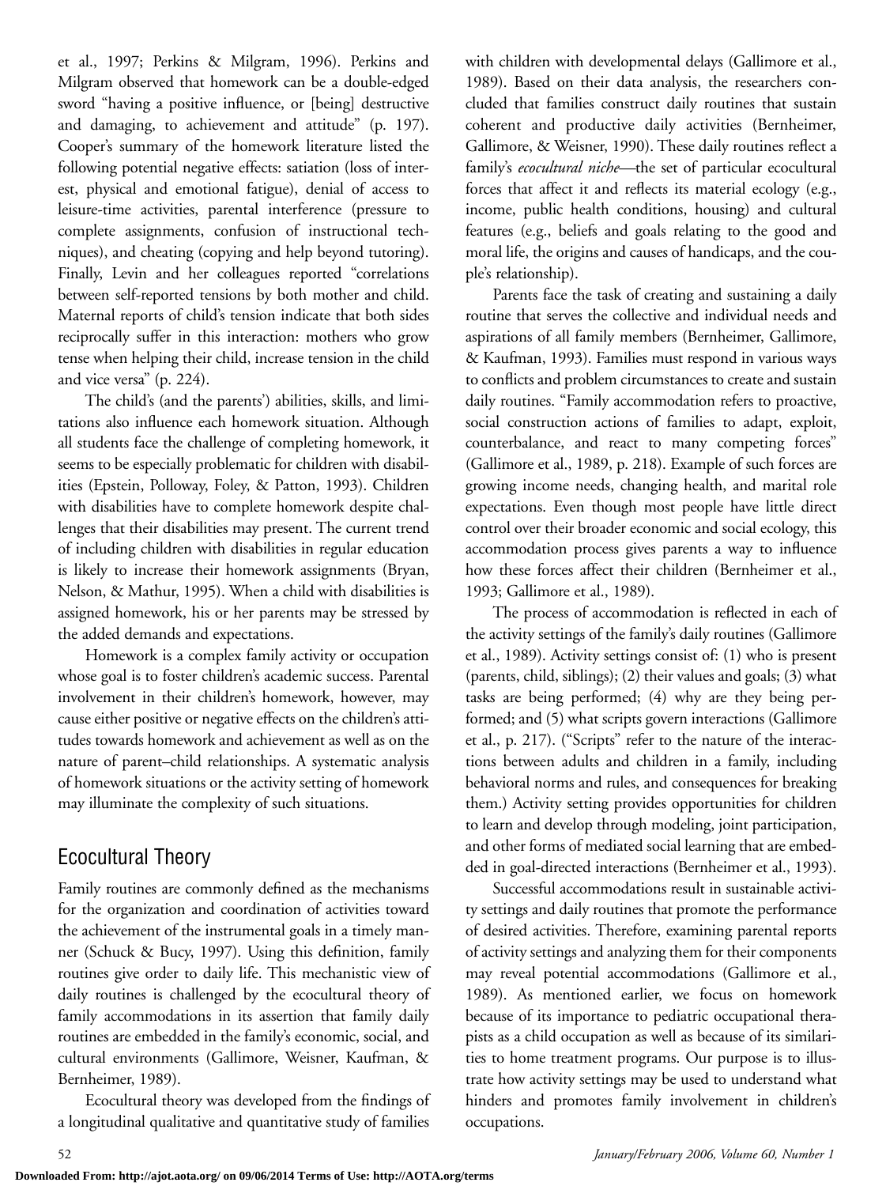et al., 1997; Perkins & Milgram, 1996). Perkins and Milgram observed that homework can be a double-edged sword "having a positive influence, or [being] destructive and damaging, to achievement and attitude" (p. 197). Cooper's summary of the homework literature listed the following potential negative effects: satiation (loss of interest, physical and emotional fatigue), denial of access to leisure-time activities, parental interference (pressure to complete assignments, confusion of instructional techniques), and cheating (copying and help beyond tutoring). Finally, Levin and her colleagues reported "correlations between self-reported tensions by both mother and child. Maternal reports of child's tension indicate that both sides reciprocally suffer in this interaction: mothers who grow tense when helping their child, increase tension in the child and vice versa" (p. 224).

The child's (and the parents') abilities, skills, and limitations also influence each homework situation. Although all students face the challenge of completing homework, it seems to be especially problematic for children with disabilities (Epstein, Polloway, Foley, & Patton, 1993). Children with disabilities have to complete homework despite challenges that their disabilities may present. The current trend of including children with disabilities in regular education is likely to increase their homework assignments (Bryan, Nelson, & Mathur, 1995). When a child with disabilities is assigned homework, his or her parents may be stressed by the added demands and expectations.

Homework is a complex family activity or occupation whose goal is to foster children's academic success. Parental involvement in their children's homework, however, may cause either positive or negative effects on the children's attitudes towards homework and achievement as well as on the nature of parent–child relationships. A systematic analysis of homework situations or the activity setting of homework may illuminate the complexity of such situations.

## Ecocultural Theory

Family routines are commonly defined as the mechanisms for the organization and coordination of activities toward the achievement of the instrumental goals in a timely manner (Schuck & Bucy, 1997). Using this definition, family routines give order to daily life. This mechanistic view of daily routines is challenged by the ecocultural theory of family accommodations in its assertion that family daily routines are embedded in the family's economic, social, and cultural environments (Gallimore, Weisner, Kaufman, & Bernheimer, 1989).

Ecocultural theory was developed from the findings of a longitudinal qualitative and quantitative study of families with children with developmental delays (Gallimore et al., 1989). Based on their data analysis, the researchers concluded that families construct daily routines that sustain coherent and productive daily activities (Bernheimer, Gallimore, & Weisner, 1990). These daily routines reflect a family's *ecocultural niche*—the set of particular ecocultural forces that affect it and reflects its material ecology (e.g., income, public health conditions, housing) and cultural features (e.g., beliefs and goals relating to the good and moral life, the origins and causes of handicaps, and the couple's relationship).

Parents face the task of creating and sustaining a daily routine that serves the collective and individual needs and aspirations of all family members (Bernheimer, Gallimore, & Kaufman, 1993). Families must respond in various ways to conflicts and problem circumstances to create and sustain daily routines. "Family accommodation refers to proactive, social construction actions of families to adapt, exploit, counterbalance, and react to many competing forces" (Gallimore et al., 1989, p. 218). Example of such forces are growing income needs, changing health, and marital role expectations. Even though most people have little direct control over their broader economic and social ecology, this accommodation process gives parents a way to influence how these forces affect their children (Bernheimer et al., 1993; Gallimore et al., 1989).

The process of accommodation is reflected in each of the activity settings of the family's daily routines (Gallimore et al., 1989). Activity settings consist of: (1) who is present (parents, child, siblings); (2) their values and goals; (3) what tasks are being performed; (4) why are they being performed; and (5) what scripts govern interactions (Gallimore et al., p. 217). ("Scripts" refer to the nature of the interactions between adults and children in a family, including behavioral norms and rules, and consequences for breaking them.) Activity setting provides opportunities for children to learn and develop through modeling, joint participation, and other forms of mediated social learning that are embedded in goal-directed interactions (Bernheimer et al., 1993).

Successful accommodations result in sustainable activity settings and daily routines that promote the performance of desired activities. Therefore, examining parental reports of activity settings and analyzing them for their components may reveal potential accommodations (Gallimore et al., 1989). As mentioned earlier, we focus on homework because of its importance to pediatric occupational therapists as a child occupation as well as because of its similarities to home treatment programs. Our purpose is to illustrate how activity settings may be used to understand what hinders and promotes family involvement in children's occupations.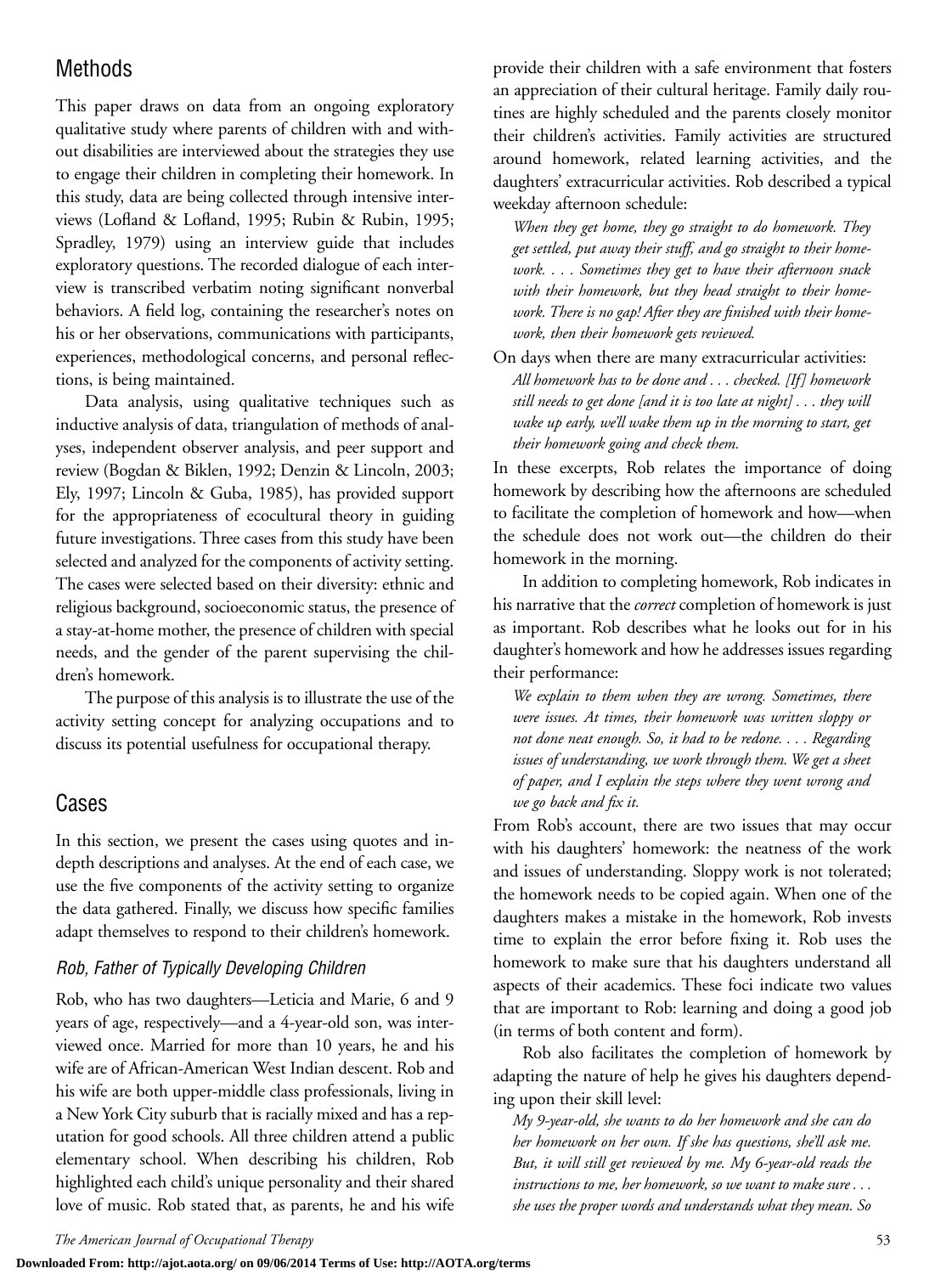## Methods

This paper draws on data from an ongoing exploratory qualitative study where parents of children with and without disabilities are interviewed about the strategies they use to engage their children in completing their homework. In this study, data are being collected through intensive interviews (Lofland & Lofland, 1995; Rubin & Rubin, 1995; Spradley, 1979) using an interview guide that includes exploratory questions. The recorded dialogue of each interview is transcribed verbatim noting significant nonverbal behaviors. A field log, containing the researcher's notes on his or her observations, communications with participants, experiences, methodological concerns, and personal reflections, is being maintained.

Data analysis, using qualitative techniques such as inductive analysis of data, triangulation of methods of analyses, independent observer analysis, and peer support and review (Bogdan & Biklen, 1992; Denzin & Lincoln, 2003; Ely, 1997; Lincoln & Guba, 1985), has provided support for the appropriateness of ecocultural theory in guiding future investigations. Three cases from this study have been selected and analyzed for the components of activity setting. The cases were selected based on their diversity: ethnic and religious background, socioeconomic status, the presence of a stay-at-home mother, the presence of children with special needs, and the gender of the parent supervising the children's homework.

The purpose of this analysis is to illustrate the use of the activity setting concept for analyzing occupations and to discuss its potential usefulness for occupational therapy.

## Cases

In this section, we present the cases using quotes and in-depth descriptions and analyses. At the end of each case, we use the five components of the activity setting to organize the data gathered. Finally, we discuss how specific families adapt themselves to respond to their children's homework.

### *Rob, Father of Typically Developing Children*

Rob, who has two daughters—Leticia and Marie, 6 and 9 years of age, respectively—and a 4-year-old son, was interviewed once. Married for more than 10 years, he and his wife are of African-American West Indian descent. Rob and his wife are both upper-middle class professionals, living in a New York City suburb that is racially mixed and has a reputation for good schools. All three children attend a public elementary school. When describing his children, Rob highlighted each child's unique personality and their shared love of music. Rob stated that, as parents, he and his wife provide their children with a safe environment that fosters an appreciation of their cultural heritage. Family daily routines are highly scheduled and the parents closely monitor their children's activities. Family activities are structured around homework, related learning activities, and the daughters' extracurricular activities. Rob described a typical weekday afternoon schedule:

> *When they get home, they go straight to do homework. They get settled, put away their stuff, and go straight to their homework. . . . Sometimes they get to have their afternoon snack with their homework, but they head straight to their homework. There is no gap! After they are finished with their homework, then their homework gets reviewed.*

On days when there are many extracurricular activities:

> *All homework has to be done and . . . checked. [If] homework still needs to get done [and it is too late at night] . . . they will wake up early, we'll wake them up in the morning to start, get their homework going and check them.*

In these excerpts, Rob relates the importance of doing homework by describing how the afternoons are scheduled to facilitate the completion of homework and how—when the schedule does not work out—the children do their homework in the morning.

In addition to completing homework, Rob indicates in his narrative that the *correct* completion of homework is just as important. Rob describes what he looks out for in his daughter's homework and how he addresses issues regarding their performance:

> *We explain to them when they are wrong. Sometimes, there were issues. At times, their homework was written sloppy or not done neat enough. So, it had to be redone. . . . Regarding issues of understanding, we work through them. We get a sheet of paper, and I explain the steps where they went wrong and we go back and fix it.*

From Rob's account, there are two issues that may occur with his daughters' homework: the neatness of the work and issues of understanding. Sloppy work is not tolerated; the homework needs to be copied again. When one of the daughters makes a mistake in the homework, Rob invests time to explain the error before fixing it. Rob uses the homework to make sure that his daughters understand all aspects of their academics. These foci indicate two values that are important to Rob: learning and doing a good job (in terms of both content and form).

Rob also facilitates the completion of homework by adapting the nature of help he gives his daughters depending upon their skill level:

> *My 9-year-old, she wants to do her homework and she can do her homework on her own. If she has questions, she'll ask me. But, it will still get reviewed by me. My 6-year-old reads the instructions to me, her homework, so we want to make sure . . . she uses the proper words and understands what they mean. So*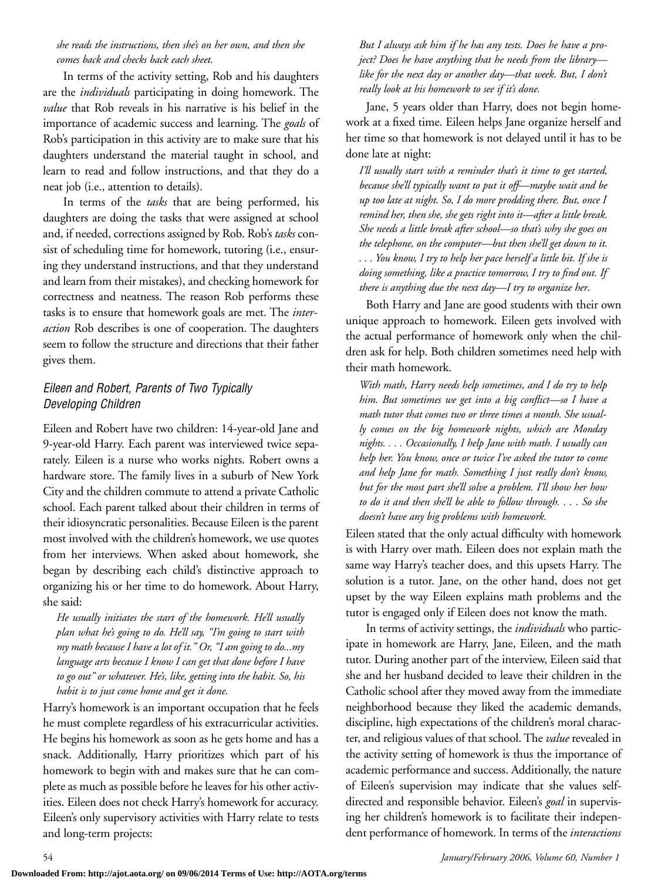*she reads the instructions, then she's on her own, and then she comes back and checks back each sheet.*

In terms of the activity setting, Rob and his daughters are the *individuals* participating in doing homework. The *value* that Rob reveals in his narrative is his belief in the importance of academic success and learning. The *goals* of Rob's participation in this activity are to make sure that his daughters understand the material taught in school, and learn to read and follow instructions, and that they do a neat job (i.e., attention to details).

In terms of the *tasks* that are being performed, his daughters are doing the tasks that were assigned at school and, if needed, corrections assigned by Rob. Rob's *tasks* consist of scheduling time for homework, tutoring (i.e., ensuring they understand instructions, and that they understand and learn from their mistakes), and checking homework for correctness and neatness. The reason Rob performs these tasks is to ensure that homework goals are met. The *interaction* Rob describes is one of cooperation. The daughters seem to follow the structure and directions that their father gives them.

### Eileen and Robert, Parents of Two Typically Developing Children

Eileen and Robert have two children: 14-year-old Jane and 9-year-old Harry. Each parent was interviewed twice separately. Eileen is a nurse who works nights. Robert owns a hardware store. The family lives in a suburb of New York City and the children commute to attend a private Catholic school. Each parent talked about their children in terms of their idiosyncratic personalities. Because Eileen is the parent most involved with the children's homework, we use quotes from her interviews. When asked about homework, she began by describing each child's distinctive approach to organizing his or her time to do homework. About Harry, she said:

> *He usually initiates the start of the homework. He'll usually plan what he's going to do. He'll say, "I'm going to start with my math because I have a lot of it." Or, "I am going to do...my language arts because I know I can get that done before I have to go out" or whatever. He's, like, getting into the habit. So, his habit is to just come home and get it done.*

Harry's homework is an important occupation that he feels he must complete regardless of his extracurricular activities. He begins his homework as soon as he gets home and has a snack. Additionally, Harry prioritizes which part of his homework to begin with and makes sure that he can complete as much as possible before he leaves for his other activities. Eileen does not check Harry's homework for accuracy. Eileen's only supervisory activities with Harry relate to tests and long-term projects:

> *But I always ask him if he has any tests. Does he have a project? Does he have anything that he needs from the library—like for the next day or another day—that week. But, I don't really look at his homework to see if it's done.*

Jane, 5 years older than Harry, does not begin homework at a fixed time. Eileen helps Jane organize herself and her time so that homework is not delayed until it has to be done late at night:

> *I'll usually start with a reminder that's it time to get started, because she'll typically want to put it off—maybe wait and be up too late at night. So, I do more prodding there. But, once I remind her, then she, she gets right into it—after a little break. She needs a little break after school—so that's why she goes on the telephone, on the computer—but then she'll get down to it. . . . You know, I try to help her pace herself a little bit. If she is doing something, like a practice tomorrow, I try to find out. If there is anything due the next day—I try to organize her.*

Both Harry and Jane are good students with their own unique approach to homework. Eileen gets involved with the actual performance of homework only when the children ask for help. Both children sometimes need help with their math homework.

> *With math, Harry needs help sometimes, and I do try to help him. But sometimes we get into a big conflict—so I have a math tutor that comes two or three times a month. She usually comes on the big homework nights, which are Monday nights. . . . Occasionally, I help Jane with math. I usually can help her. You know, once or twice I've asked the tutor to come and help Jane for math. Something I just really don't know, but for the most part she'll solve a problem. I'll show her how to do it and then she'll be able to follow through. . . . So she doesn't have any big problems with homework.*

Eileen stated that the only actual difficulty with homework is with Harry over math. Eileen does not explain math the same way Harry's teacher does, and this upsets Harry. The solution is a tutor. Jane, on the other hand, does not get upset by the way Eileen explains math problems and the tutor is engaged only if Eileen does not know the math.

In terms of activity settings, the *individuals* who participate in homework are Harry, Jane, Eileen, and the math tutor. During another part of the interview, Eileen said that she and her husband decided to leave their children in the Catholic school after they moved away from the immediate neighborhood because they liked the academic demands, discipline, high expectations of the children's moral character, and religious values of that school. The *value* revealed in the activity setting of homework is thus the importance of academic performance and success. Additionally, the nature of Eileen's supervision may indicate that she values self-directed and responsible behavior. Eileen's *goal* in supervising her children's homework is to facilitate their independent performance of homework. In terms of the *interactions*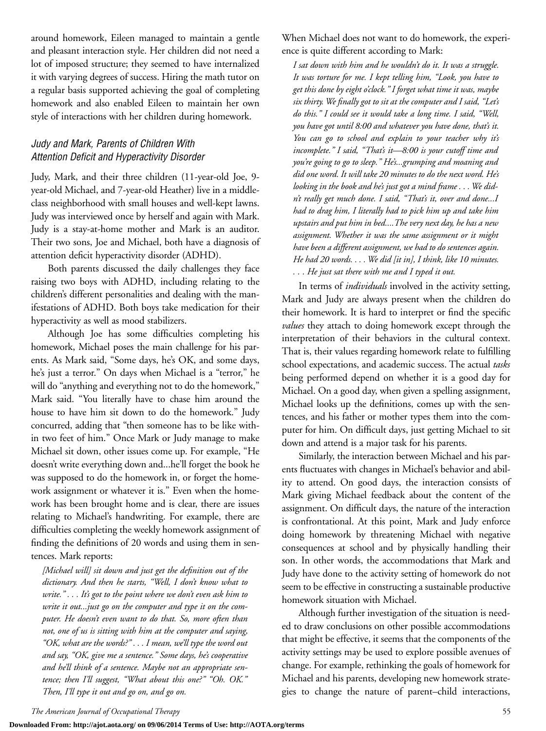around homework, Eileen managed to maintain a gentle and pleasant interaction style. Her children did not need a lot of imposed structure; they seemed to have internalized it with varying degrees of success. Hiring the math tutor on a regular basis supported achieving the goal of completing homework and also enabled Eileen to maintain her own style of interactions with her children during homework.

### *Judy and Mark, Parents of Children With Attention Deficit and Hyperactivity Disorder*

Judy, Mark, and their three children (11-year-old Joe, 9-year-old Michael, and 7-year-old Heather) live in a middle-class neighborhood with small houses and well-kept lawns. Judy was interviewed once by herself and again with Mark. Judy is a stay-at-home mother and Mark is an auditor. Their two sons, Joe and Michael, both have a diagnosis of attention deficit hyperactivity disorder (ADHD).

Both parents discussed the daily challenges they face raising two boys with ADHD, including relating to the children's different personalities and dealing with the manifestations of ADHD. Both boys take medication for their hyperactivity as well as mood stabilizers.

Although Joe has some difficulties completing his homework, Michael poses the main challenge for his parents. As Mark said, "Some days, he's OK, and some days, he's just a terror." On days when Michael is a "terror," he will do "anything and everything not to do the homework," Mark said. "You literally have to chase him around the house to have him sit down to do the homework." Judy concurred, adding that "then someone has to be like within two feet of him." Once Mark or Judy manage to make Michael sit down, other issues come up. For example, "He doesn't write everything down and...he'll forget the book he was supposed to do the homework in, or forget the homework assignment or whatever it is." Even when the homework has been brought home and is clear, there are issues relating to Michael's handwriting. For example, there are difficulties completing the weekly homework assignment of finding the definitions of 20 words and using them in sentences. Mark reports:

> *[Michael will] sit down and just get the definition out of the dictionary. And then he starts, "Well, I don't know what to write." . . . It's got to the point where we don't even ask him to write it out...just go on the computer and type it on the computer. He doesn't even want to do that. So, more often than not, one of us is sitting with him at the computer and saying, "OK, what are the words?" . . . I mean, we'll type the word out and say, "OK, give me a sentence." Some days, he's cooperative and he'll think of a sentence. Maybe not an appropriate sentence; then I'll suggest, "What about this one?" "Oh. OK." Then, I'll type it out and go on, and go on.*

When Michael does not want to do homework, the experience is quite different according to Mark:

> *I sat down with him and he wouldn't do it. It was a struggle. It was torture for me. I kept telling him, "Look, you have to get this done by eight o'clock." I forget what time it was, maybe six thirty. We finally got to sit at the computer and I said, "Let's do this." I could see it would take a long time. I said, "Well, you have got until 8:00 and whatever you have done, that's it. You can go to school and explain to your teacher why it's incomplete." I said, "That's it—8:00 is your cutoff time and you're going to go to sleep." He's...grumping and moaning and did one word. It will take 20 minutes to do the next word. He's looking in the book and he's just got a mind frame . . . We didn't really get much done. I said, "That's it, over and done...I had to drag him, I literally had to pick him up and take him upstairs and put him in bed....The very next day, he has a new assignment. Whether it was the same assignment or it might have been a different assignment, we had to do sentences again. He had 20 words. . . . We did [it in], I think, like 10 minutes. . . . He just sat there with me and I typed it out.*

In terms of *individuals* involved in the activity setting, Mark and Judy are always present when the children do their homework. It is hard to interpret or find the specific *values* they attach to doing homework except through the interpretation of their behaviors in the cultural context. That is, their values regarding homework relate to fulfilling school expectations, and academic success. The actual *tasks* being performed depend on whether it is a good day for Michael. On a good day, when given a spelling assignment, Michael looks up the definitions, comes up with the sentences, and his father or mother types them into the computer for him. On difficult days, just getting Michael to sit down and attend is a major task for his parents.

Similarly, the interaction between Michael and his parents fluctuates with changes in Michael's behavior and ability to attend. On good days, the interaction consists of Mark giving Michael feedback about the content of the assignment. On difficult days, the nature of the interaction is confrontational. At this point, Mark and Judy enforce doing homework by threatening Michael with negative consequences at school and by physically handling their son. In other words, the accommodations that Mark and Judy have done to the activity setting of homework do not seem to be effective in constructing a sustainable productive homework situation with Michael.

Although further investigation of the situation is needed to draw conclusions on other possible accommodations that might be effective, it seems that the components of the activity settings may be used to explore possible avenues of change. For example, rethinking the goals of homework for Michael and his parents, developing new homework strategies to change the nature of parent–child interactions,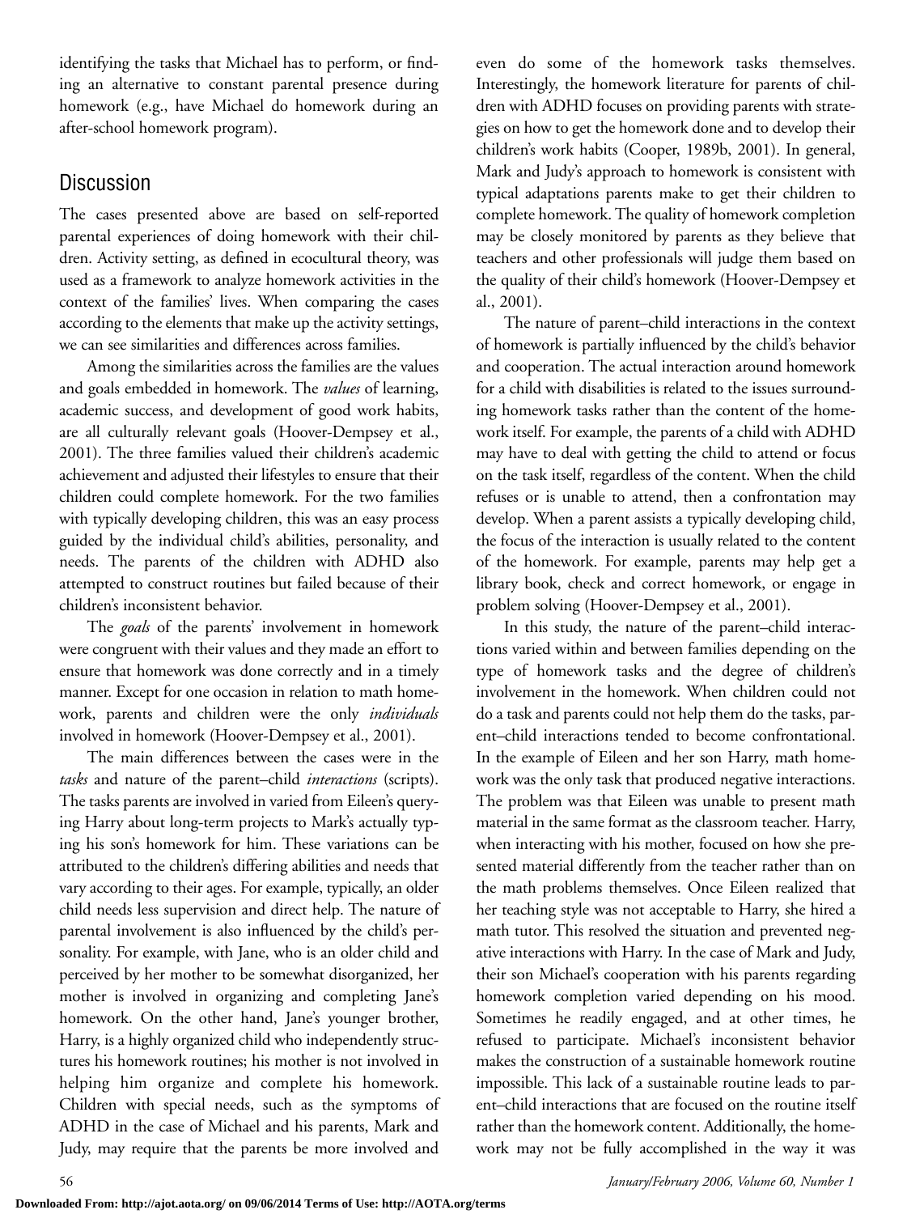identifying the tasks that Michael has to perform, or finding an alternative to constant parental presence during homework (e.g., have Michael do homework during an after-school homework program).

## Discussion

The cases presented above are based on self-reported parental experiences of doing homework with their children. Activity setting, as defined in ecocultural theory, was used as a framework to analyze homework activities in the context of the families' lives. When comparing the cases according to the elements that make up the activity settings, we can see similarities and differences across families.

Among the similarities across the families are the values and goals embedded in homework. The *values* of learning, academic success, and development of good work habits, are all culturally relevant goals (Hoover-Dempsey et al., 2001). The three families valued their children's academic achievement and adjusted their lifestyles to ensure that their children could complete homework. For the two families with typically developing children, this was an easy process guided by the individual child's abilities, personality, and needs. The parents of the children with ADHD also attempted to construct routines but failed because of their children's inconsistent behavior.

The *goals* of the parents' involvement in homework were congruent with their values and they made an effort to ensure that homework was done correctly and in a timely manner. Except for one occasion in relation to math homework, parents and children were the only *individuals* involved in homework (Hoover-Dempsey et al., 2001).

The main differences between the cases were in the *tasks* and nature of the parent–child *interactions* (scripts). The tasks parents are involved in varied from Eileen's querying Harry about long-term projects to Mark's actually typing his son's homework for him. These variations can be attributed to the children's differing abilities and needs that vary according to their ages. For example, typically, an older child needs less supervision and direct help. The nature of parental involvement is also influenced by the child's personality. For example, with Jane, who is an older child and perceived by her mother to be somewhat disorganized, her mother is involved in organizing and completing Jane's homework. On the other hand, Jane's younger brother, Harry, is a highly organized child who independently structures his homework routines; his mother is not involved in helping him organize and complete his homework. Children with special needs, such as the symptoms of ADHD in the case of Michael and his parents, Mark and Judy, may require that the parents be more involved and even do some of the homework tasks themselves. Interestingly, the homework literature for parents of children with ADHD focuses on providing parents with strategies on how to get the homework done and to develop their children's work habits (Cooper, 1989b, 2001). In general, Mark and Judy's approach to homework is consistent with typical adaptations parents make to get their children to complete homework. The quality of homework completion may be closely monitored by parents as they believe that teachers and other professionals will judge them based on the quality of their child's homework (Hoover-Dempsey et al., 2001).

The nature of parent–child interactions in the context of homework is partially influenced by the child's behavior and cooperation. The actual interaction around homework for a child with disabilities is related to the issues surrounding homework tasks rather than the content of the homework itself. For example, the parents of a child with ADHD may have to deal with getting the child to attend or focus on the task itself, regardless of the content. When the child refuses or is unable to attend, then a confrontation may develop. When a parent assists a typically developing child, the focus of the interaction is usually related to the content of the homework. For example, parents may help get a library book, check and correct homework, or engage in problem solving (Hoover-Dempsey et al., 2001).

In this study, the nature of the parent–child interactions varied within and between families depending on the type of homework tasks and the degree of children's involvement in the homework. When children could not do a task and parents could not help them do the tasks, parent–child interactions tended to become confrontational. In the example of Eileen and her son Harry, math homework was the only task that produced negative interactions. The problem was that Eileen was unable to present math material in the same format as the classroom teacher. Harry, when interacting with his mother, focused on how she presented material differently from the teacher rather than on the math problems themselves. Once Eileen realized that her teaching style was not acceptable to Harry, she hired a math tutor. This resolved the situation and prevented negative interactions with Harry. In the case of Mark and Judy, their son Michael's cooperation with his parents regarding homework completion varied depending on his mood. Sometimes he readily engaged, and at other times, he refused to participate. Michael's inconsistent behavior makes the construction of a sustainable homework routine impossible. This lack of a sustainable routine leads to parent–child interactions that are focused on the routine itself rather than the homework content. Additionally, the homework may not be fully accomplished in the way it was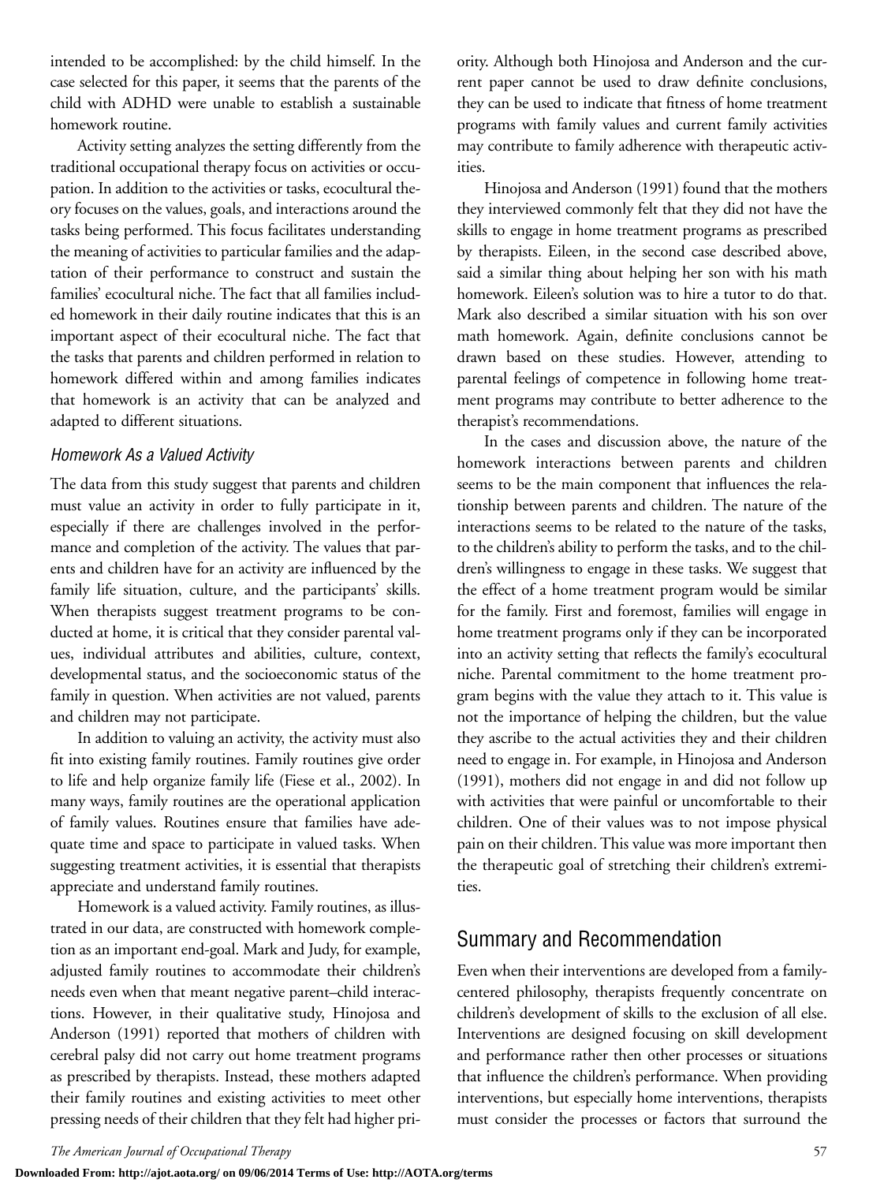intended to be accomplished: by the child himself. In the case selected for this paper, it seems that the parents of the child with ADHD were unable to establish a sustainable homework routine.

Activity setting analyzes the setting differently from the traditional occupational therapy focus on activities or occupation. In addition to the activities or tasks, ecocultural theory focuses on the values, goals, and interactions around the tasks being performed. This focus facilitates understanding the meaning of activities to particular families and the adaptation of their performance to construct and sustain the families' ecocultural niche. The fact that all families included homework in their daily routine indicates that this is an important aspect of their ecocultural niche. The fact that the tasks that parents and children performed in relation to homework differed within and among families indicates that homework is an activity that can be analyzed and adapted to different situations.

### *Homework As a Valued Activity*

The data from this study suggest that parents and children must value an activity in order to fully participate in it, especially if there are challenges involved in the performance and completion of the activity. The values that parents and children have for an activity are influenced by the family life situation, culture, and the participants' skills. When therapists suggest treatment programs to be conducted at home, it is critical that they consider parental values, individual attributes and abilities, culture, context, developmental status, and the socioeconomic status of the family in question. When activities are not valued, parents and children may not participate.

In addition to valuing an activity, the activity must also fit into existing family routines. Family routines give order to life and help organize family life (Fiese et al., 2002). In many ways, family routines are the operational application of family values. Routines ensure that families have adequate time and space to participate in valued tasks. When suggesting treatment activities, it is essential that therapists appreciate and understand family routines.

Homework is a valued activity. Family routines, as illustrated in our data, are constructed with homework completion as an important end-goal. Mark and Judy, for example, adjusted family routines to accommodate their children's needs even when that meant negative parent–child interactions. However, in their qualitative study, Hinojosa and Anderson (1991) reported that mothers of children with cerebral palsy did not carry out home treatment programs as prescribed by therapists. Instead, these mothers adapted their family routines and existing activities to meet other pressing needs of their children that they felt had higher priority. Although both Hinojosa and Anderson and the current paper cannot be used to draw definite conclusions, they can be used to indicate that fitness of home treatment programs with family values and current family activities may contribute to family adherence with therapeutic activities.

Hinojosa and Anderson (1991) found that the mothers they interviewed commonly felt that they did not have the skills to engage in home treatment programs as prescribed by therapists. Eileen, in the second case described above, said a similar thing about helping her son with his math homework. Eileen's solution was to hire a tutor to do that. Mark also described a similar situation with his son over math homework. Again, definite conclusions cannot be drawn based on these studies. However, attending to parental feelings of competence in following home treatment programs may contribute to better adherence to the therapist's recommendations.

In the cases and discussion above, the nature of the homework interactions between parents and children seems to be the main component that influences the relationship between parents and children. The nature of the interactions seems to be related to the nature of the tasks, to the children's ability to perform the tasks, and to the children's willingness to engage in these tasks. We suggest that the effect of a home treatment program would be similar for the family. First and foremost, families will engage in home treatment programs only if they can be incorporated into an activity setting that reflects the family's ecocultural niche. Parental commitment to the home treatment program begins with the value they attach to it. This value is not the importance of helping the children, but the value they ascribe to the actual activities they and their children need to engage in. For example, in Hinojosa and Anderson (1991), mothers did not engage in and did not follow up with activities that were painful or uncomfortable to their children. One of their values was to not impose physical pain on their children. This value was more important then the therapeutic goal of stretching their children's extremities.

## Summary and Recommendation

Even when their interventions are developed from a family-centered philosophy, therapists frequently concentrate on children's development of skills to the exclusion of all else. Interventions are designed focusing on skill development and performance rather then other processes or situations that influence the children's performance. When providing interventions, but especially home interventions, therapists must consider the processes or factors that surround the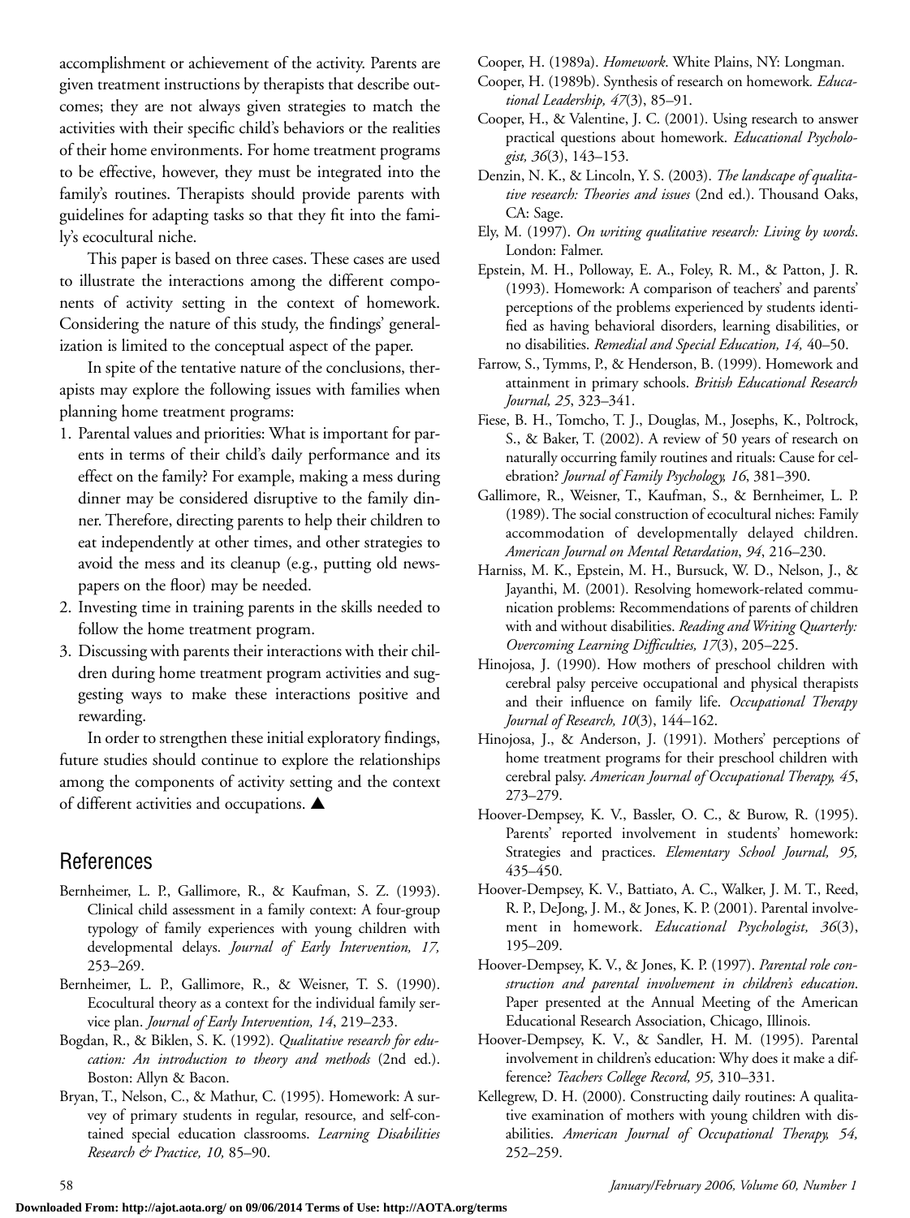accomplishment or achievement of the activity. Parents are given treatment instructions by therapists that describe outcomes; they are not always given strategies to match the activities with their specific child's behaviors or the realities of their home environments. For home treatment programs to be effective, however, they must be integrated into the family's routines. Therapists should provide parents with guidelines for adapting tasks so that they fit into the family's ecocultural niche.

This paper is based on three cases. These cases are used to illustrate the interactions among the different components of activity setting in the context of homework. Considering the nature of this study, the findings' generalization is limited to the conceptual aspect of the paper.

In spite of the tentative nature of the conclusions, therapists may explore the following issues with families when planning home treatment programs:

1. Parental values and priorities: What is important for parents in terms of their child's daily performance and its effect on the family? For example, making a mess during dinner may be considered disruptive to the family dinner. Therefore, directing parents to help their children to eat independently at other times, and other strategies to avoid the mess and its cleanup (e.g., putting old newspapers on the floor) may be needed.
2. Investing time in training parents in the skills needed to follow the home treatment program.
3. Discussing with parents their interactions with their children during home treatment program activities and suggesting ways to make these interactions positive and rewarding.

In order to strengthen these initial exploratory findings, future studies should continue to explore the relationships among the components of activity setting and the context of different activities and occupations. ▲

## References

Bernheimer, L. P., Gallimore, R., & Kaufman, S. Z. (1993). Clinical child assessment in a family context: A four-group typology of family experiences with young children with developmental delays. *Journal of Early Intervention, 17,* 253–269.

Bernheimer, L. P., Gallimore, R., & Weisner, T. S. (1990). Ecocultural theory as a context for the individual family service plan. *Journal of Early Intervention, 14*, 219–233.

Bogdan, R., & Biklen, S. K. (1992). *Qualitative research for education: An introduction to theory and methods* (2nd ed.). Boston: Allyn & Bacon.

Bryan, T., Nelson, C., & Mathur, C. (1995). Homework: A survey of primary students in regular, resource, and self-contained special education classrooms. *Learning Disabilities Research & Practice, 10,* 85–90.

Cooper, H. (1989a). *Homework*. White Plains, NY: Longman.

Cooper, H. (1989b). Synthesis of research on homework. *Educational Leadership, 47*(3), 85–91.

Cooper, H., & Valentine, J. C. (2001). Using research to answer practical questions about homework. *Educational Psychologist, 36*(3), 143–153.

Denzin, N. K., & Lincoln, Y. S. (2003). *The landscape of qualitative research: Theories and issues* (2nd ed.). Thousand Oaks, CA: Sage.

Ely, M. (1997). *On writing qualitative research: Living by words*. London: Falmer.

Epstein, M. H., Polloway, E. A., Foley, R. M., & Patton, J. R. (1993). Homework: A comparison of teachers' and parents' perceptions of the problems experienced by students identified as having behavioral disorders, learning disabilities, or no disabilities. *Remedial and Special Education, 14,* 40–50.

Farrow, S., Tymms, P., & Henderson, B. (1999). Homework and attainment in primary schools. *British Educational Research Journal, 25*, 323–341.

Fiese, B. H., Tomcho, T. J., Douglas, M., Josephs, K., Poltrock, S., & Baker, T. (2002). A review of 50 years of research on naturally occurring family routines and rituals: Cause for celebration? *Journal of Family Psychology, 16*, 381–390.

Gallimore, R., Weisner, T., Kaufman, S., & Bernheimer, L. P. (1989). The social construction of ecocultural niches: Family accommodation of developmentally delayed children. *American Journal on Mental Retardation, 94*, 216–230.

Harniss, M. K., Epstein, M. H., Bursuck, W. D., Nelson, J., & Jayanthi, M. (2001). Resolving homework-related communication problems: Recommendations of parents of children with and without disabilities. *Reading and Writing Quarterly: Overcoming Learning Difficulties, 17*(3), 205–225.

Hinojosa, J. (1990). How mothers of preschool children with cerebral palsy perceive occupational and physical therapists and their influence on family life. *Occupational Therapy Journal of Research, 10*(3), 144–162.

Hinojosa, J., & Anderson, J. (1991). Mothers' perceptions of home treatment programs for their preschool children with cerebral palsy. *American Journal of Occupational Therapy, 45*, 273–279.

Hoover-Dempsey, K. V., Bassler, O. C., & Burow, R. (1995). Parents' reported involvement in students' homework: Strategies and practices. *Elementary School Journal, 95,* 435–450.

Hoover-Dempsey, K. V., Battiato, A. C., Walker, J. M. T., Reed, R. P., DeJong, J. M., & Jones, K. P. (2001). Parental involvement in homework. *Educational Psychologist, 36*(3), 195–209.

Hoover-Dempsey, K. V., & Jones, K. P. (1997). *Parental role construction and parental involvement in children's education*. Paper presented at the Annual Meeting of the American Educational Research Association, Chicago, Illinois.

Hoover-Dempsey, K. V., & Sandler, H. M. (1995). Parental involvement in children's education: Why does it make a difference? *Teachers College Record, 95,* 310–331.

Kellegrew, D. H. (2000). Constructing daily routines: A qualitative examination of mothers with young children with disabilities. *American Journal of Occupational Therapy, 54,* 252–259.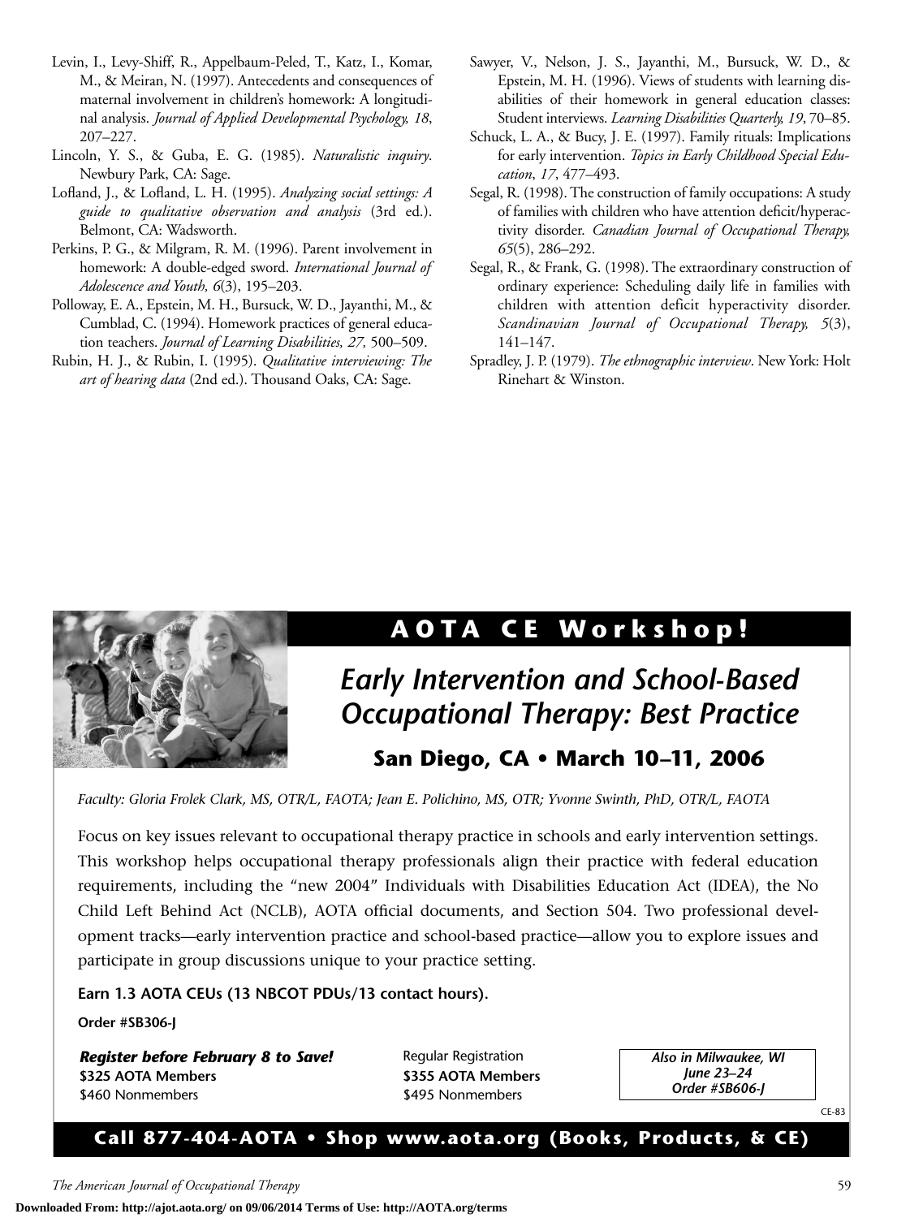Levin, I., Levy-Shiff, R., Appelbaum-Peled, T., Katz, I., Komar, M., & Meiran, N. (1997). Antecedents and consequences of maternal involvement in children's homework: A longitudinal analysis. *Journal of Applied Developmental Psychology, 18*, 207–227.

Lincoln, Y. S., & Guba, E. G. (1985). *Naturalistic inquiry*. Newbury Park, CA: Sage.

Lofland, J., & Lofland, L. H. (1995). *Analyzing social settings: A guide to qualitative observation and analysis* (3rd ed.). Belmont, CA: Wadsworth.

Perkins, P. G., & Milgram, R. M. (1996). Parent involvement in homework: A double-edged sword. *International Journal of Adolescence and Youth, 6*(3), 195–203.

Polloway, E. A., Epstein, M. H., Bursuck, W. D., Jayanthi, M., & Cumblad, C. (1994). Homework practices of general education teachers. *Journal of Learning Disabilities, 27,* 500–509.

Rubin, H. J., & Rubin, I. (1995). *Qualitative interviewing: The art of hearing data* (2nd ed.). Thousand Oaks, CA: Sage.

Sawyer, V., Nelson, J. S., Jayanthi, M., Bursuck, W. D., & Epstein, M. H. (1996). Views of students with learning disabilities of their homework in general education classes: Student interviews. *Learning Disabilities Quarterly, 19*, 70–85.

Schuck, L. A., & Bucy, J. E. (1997). Family rituals: Implications for early intervention. *Topics in Early Childhood Special Education*, *17*, 477–493.

Segal, R. (1998). The construction of family occupations: A study of families with children who have attention deficit/hyperactivity disorder. *Canadian Journal of Occupational Therapy, 65*(5), 286–292.

Segal, R., & Frank, G. (1998). The extraordinary construction of ordinary experience: Scheduling daily life in families with children with attention deficit hyperactivity disorder. *Scandinavian Journal of Occupational Therapy, 5*(3), 141–147.

Spradley, J. P. (1979). *The ethnographic interview*. New York: Holt Rinehart & Winston.

## AOTA CE Workshop!

### *Early Intervention and School-Based Occupational Therapy: Best Practice*

**San Diego, CA • March 10–11, 2006**

*Faculty: Gloria Frolek Clark, MS, OTR/L, FAOTA; Jean E. Polichino, MS, OTR; Yvonne Swinth, PhD, OTR/L, FAOTA*

Focus on key issues relevant to occupational therapy practice in schools and early intervention settings. This workshop helps occupational therapy professionals align their practice with federal education requirements, including the "new 2004" Individuals with Disabilities Education Act (IDEA), the No Child Left Behind Act (NCLB), AOTA official documents, and Section 504. Two professional development tracks—early intervention practice and school-based practice—allow you to explore issues and participate in group discussions unique to your practice setting.

**Earn 1.3 AOTA CEUs (13 NBCOT PDUs/13 contact hours).**

**Order #SB306-J**

***Register before February 8 to Save!***
**$325 AOTA Members**
$460 Nonmembers

Regular Registration
**$355 AOTA Members**
$495 Nonmembers

***Also in Milwaukee, WI***
***June 23–24***
***Order #SB606-J***

CE-83

**Call 877-404-AOTA • Shop www.aota.org (Books, Products, & CE)**